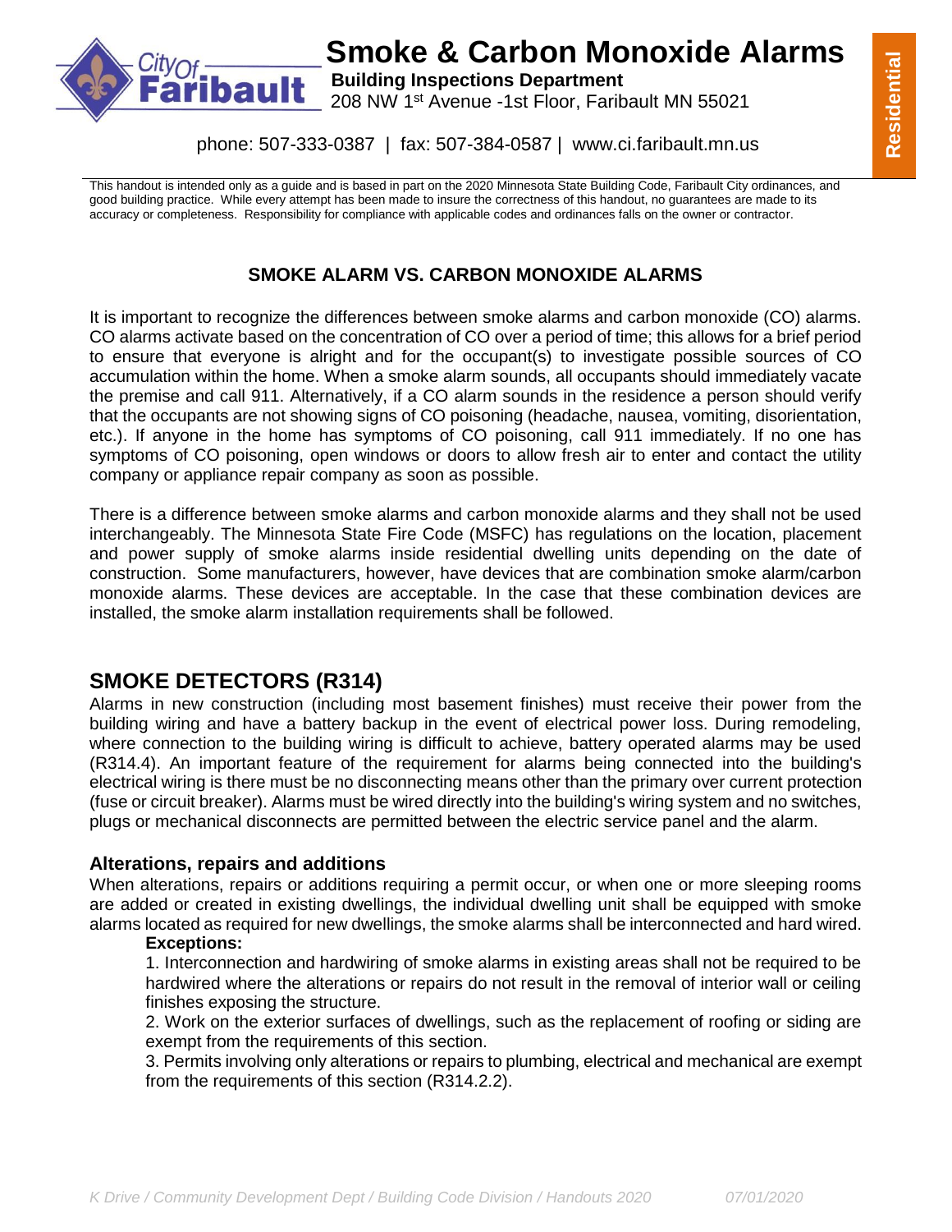# Smoke & Carbon Monoxide Alarms

**Building Inspections Department**
208 NW 1st Avenue -1st Floor, Faribault MN 55021

phone: 507-333-0387 | fax: 507-384-0587 | www.ci.faribault.mn.us

**Residential**

This handout is intended only as a guide and is based in part on the 2020 Minnesota State Building Code, Faribault City ordinances, and good building practice. While every attempt has been made to insure the correctness of this handout, no guarantees are made to its accuracy or completeness. Responsibility for compliance with applicable codes and ordinances falls on the owner or contractor.

### SMOKE ALARM VS. CARBON MONOXIDE ALARMS

It is important to recognize the differences between smoke alarms and carbon monoxide (CO) alarms. CO alarms activate based on the concentration of CO over a period of time; this allows for a brief period to ensure that everyone is alright and for the occupant(s) to investigate possible sources of CO accumulation within the home. When a smoke alarm sounds, all occupants should immediately vacate the premise and call 911. Alternatively, if a CO alarm sounds in the residence a person should verify that the occupants are not showing signs of CO poisoning (headache, nausea, vomiting, disorientation, etc.). If anyone in the home has symptoms of CO poisoning, call 911 immediately. If no one has symptoms of CO poisoning, open windows or doors to allow fresh air to enter and contact the utility company or appliance repair company as soon as possible.

There is a difference between smoke alarms and carbon monoxide alarms and they shall not be used interchangeably. The Minnesota State Fire Code (MSFC) has regulations on the location, placement and power supply of smoke alarms inside residential dwelling units depending on the date of construction. Some manufacturers, however, have devices that are combination smoke alarm/carbon monoxide alarms. These devices are acceptable. In the case that these combination devices are installed, the smoke alarm installation requirements shall be followed.

## SMOKE DETECTORS (R314)

Alarms in new construction (including most basement finishes) must receive their power from the building wiring and have a battery backup in the event of electrical power loss. During remodeling, where connection to the building wiring is difficult to achieve, battery operated alarms may be used (R314.4). An important feature of the requirement for alarms being connected into the building's electrical wiring is there must be no disconnecting means other than the primary over current protection (fuse or circuit breaker). Alarms must be wired directly into the building's wiring system and no switches, plugs or mechanical disconnects are permitted between the electric service panel and the alarm.

### Alterations, repairs and additions

When alterations, repairs or additions requiring a permit occur, or when one or more sleeping rooms are added or created in existing dwellings, the individual dwelling unit shall be equipped with smoke alarms located as required for new dwellings, the smoke alarms shall be interconnected and hard wired.

**Exceptions:**

1. Interconnection and hardwiring of smoke alarms in existing areas shall not be required to be hardwired where the alterations or repairs do not result in the removal of interior wall or ceiling finishes exposing the structure.
2. Work on the exterior surfaces of dwellings, such as the replacement of roofing or siding are exempt from the requirements of this section.
3. Permits involving only alterations or repairs to plumbing, electrical and mechanical are exempt from the requirements of this section (R314.2.2).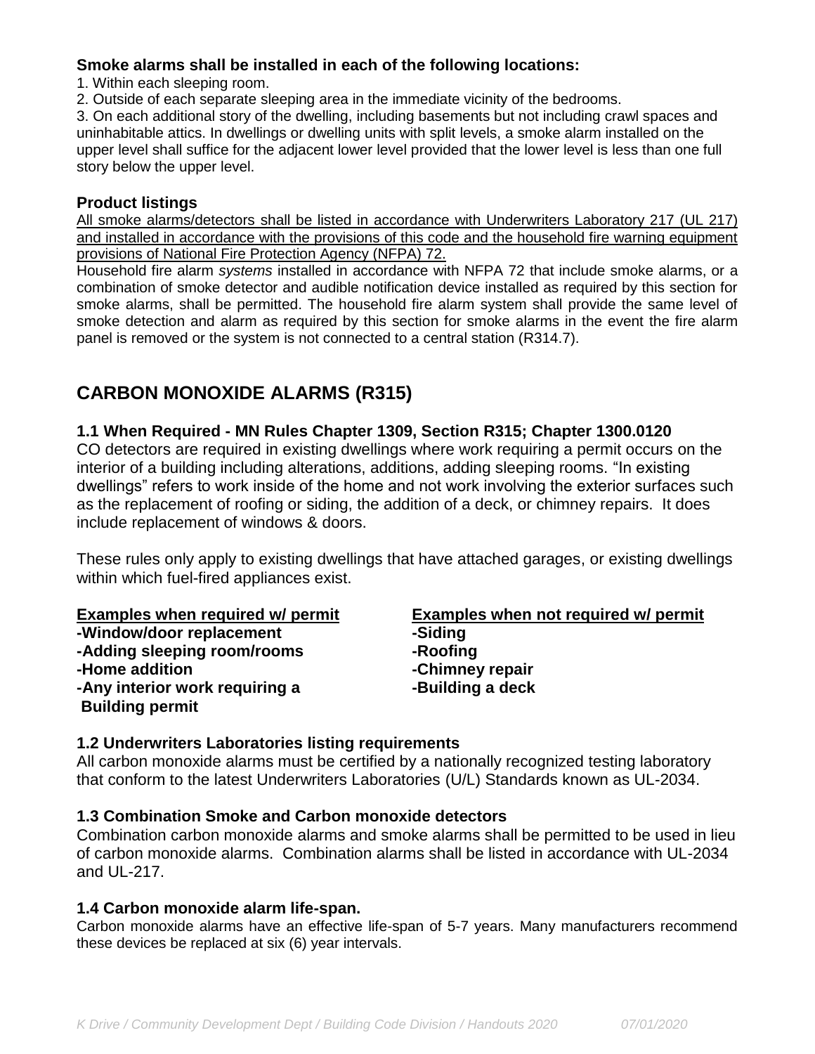**Smoke alarms shall be installed in each of the following locations:**

1. Within each sleeping room.
2. Outside of each separate sleeping area in the immediate vicinity of the bedrooms.
3. On each additional story of the dwelling, including basements but not including crawl spaces and uninhabitable attics. In dwellings or dwelling units with split levels, a smoke alarm installed on the upper level shall suffice for the adjacent lower level provided that the lower level is less than one full story below the upper level.

**Product listings**

All smoke alarms/detectors shall be listed in accordance with Underwriters Laboratory 217 (UL 217) and installed in accordance with the provisions of this code and the household fire warning equipment provisions of National Fire Protection Agency (NFPA) 72.

Household fire alarm *systems* installed in accordance with NFPA 72 that include smoke alarms, or a combination of smoke detector and audible notification device installed as required by this section for smoke alarms, shall be permitted. The household fire alarm system shall provide the same level of smoke detection and alarm as required by this section for smoke alarms in the event the fire alarm panel is removed or the system is not connected to a central station (R314.7).

## CARBON MONOXIDE ALARMS (R315)

### 1.1 When Required - MN Rules Chapter 1309, Section R315; Chapter 1300.0120

CO detectors are required in existing dwellings where work requiring a permit occurs on the interior of a building including alterations, additions, adding sleeping rooms. "In existing dwellings" refers to work inside of the home and not work involving the exterior surfaces such as the replacement of roofing or siding, the addition of a deck, or chimney repairs. It does include replacement of windows & doors.

These rules only apply to existing dwellings that have attached garages, or existing dwellings within which fuel-fired appliances exist.

| Examples when required w/ permit | Examples when not required w/ permit |
|---|---|
| **-Window/door replacement** | **-Siding** |
| **-Adding sleeping room/rooms** | **-Roofing** |
| **-Home addition** | **-Chimney repair** |
| **-Any interior work requiring a Building permit** | **-Building a deck** |

### 1.2 Underwriters Laboratories listing requirements

All carbon monoxide alarms must be certified by a nationally recognized testing laboratory that conform to the latest Underwriters Laboratories (U/L) Standards known as UL-2034.

### 1.3 Combination Smoke and Carbon monoxide detectors

Combination carbon monoxide alarms and smoke alarms shall be permitted to be used in lieu of carbon monoxide alarms. Combination alarms shall be listed in accordance with UL-2034 and UL-217.

### 1.4 Carbon monoxide alarm life-span.

Carbon monoxide alarms have an effective life-span of 5-7 years. Many manufacturers recommend these devices be replaced at six (6) year intervals.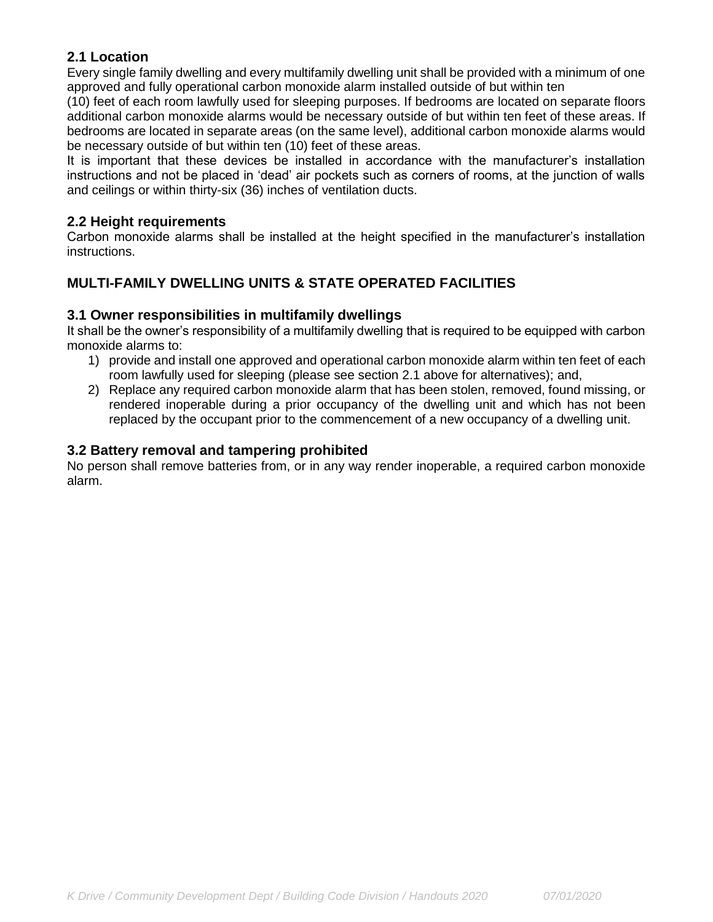### 2.1 Location

Every single family dwelling and every multifamily dwelling unit shall be provided with a minimum of one approved and fully operational carbon monoxide alarm installed outside of but within ten (10) feet of each room lawfully used for sleeping purposes. If bedrooms are located on separate floors additional carbon monoxide alarms would be necessary outside of but within ten feet of these areas. If bedrooms are located in separate areas (on the same level), additional carbon monoxide alarms would be necessary outside of but within ten (10) feet of these areas.

It is important that these devices be installed in accordance with the manufacturer's installation instructions and not be placed in 'dead' air pockets such as corners of rooms, at the junction of walls and ceilings or within thirty-six (36) inches of ventilation ducts.

### 2.2 Height requirements

Carbon monoxide alarms shall be installed at the height specified in the manufacturer's installation instructions.

## MULTI-FAMILY DWELLING UNITS & STATE OPERATED FACILITIES

### 3.1 Owner responsibilities in multifamily dwellings

It shall be the owner's responsibility of a multifamily dwelling that is required to be equipped with carbon monoxide alarms to:

1) provide and install one approved and operational carbon monoxide alarm within ten feet of each room lawfully used for sleeping (please see section 2.1 above for alternatives); and,
2) Replace any required carbon monoxide alarm that has been stolen, removed, found missing, or rendered inoperable during a prior occupancy of the dwelling unit and which has not been replaced by the occupant prior to the commencement of a new occupancy of a dwelling unit.

### 3.2 Battery removal and tampering prohibited

No person shall remove batteries from, or in any way render inoperable, a required carbon monoxide alarm.